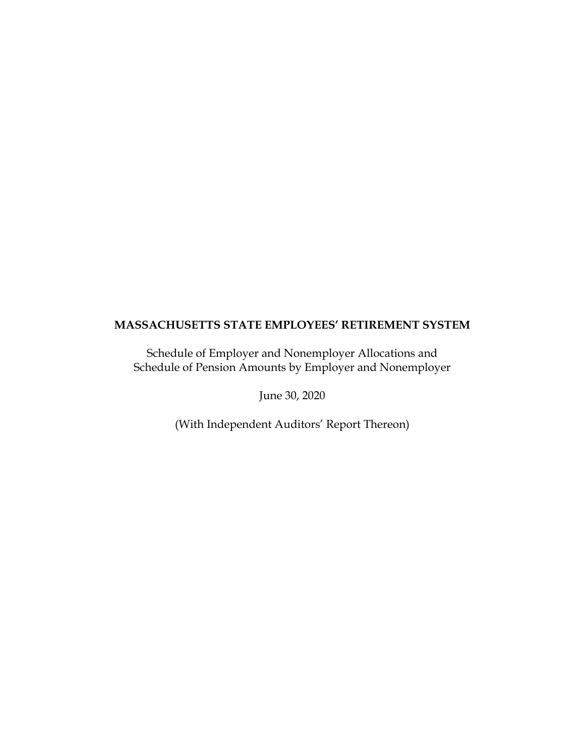# MASSACHUSETTS STATE EMPLOYEES' RETIREMENT SYSTEM

Schedule of Employer and Nonemployer Allocations and
Schedule of Pension Amounts by Employer and Nonemployer

June 30, 2020

(With Independent Auditors' Report Thereon)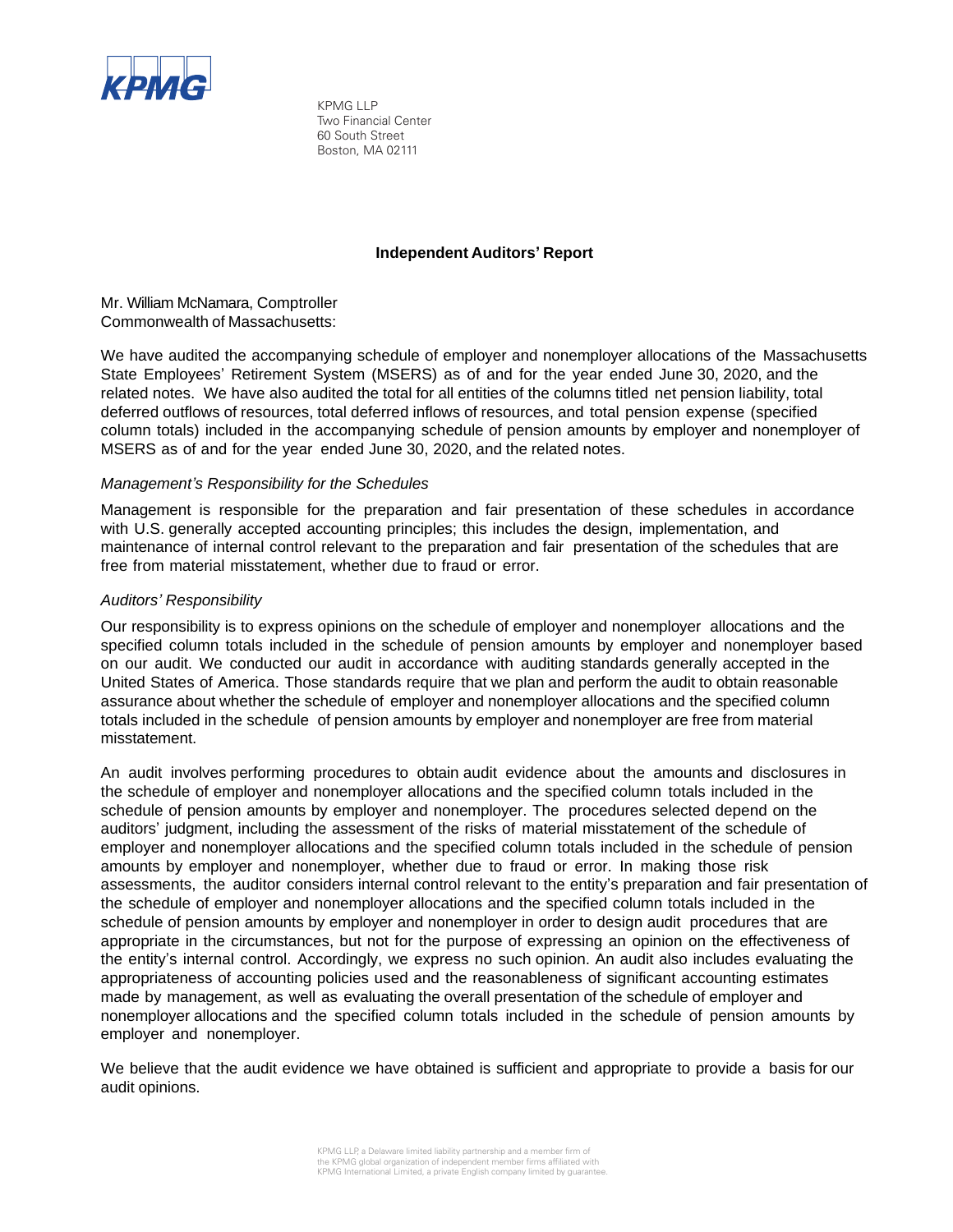KPMG

KPMG LLP
Two Financial Center
60 South Street
Boston, MA 02111

## Independent Auditors' Report

Mr. William McNamara, Comptroller
Commonwealth of Massachusetts:

We have audited the accompanying schedule of employer and nonemployer allocations of the Massachusetts State Employees' Retirement System (MSERS) as of and for the year ended June 30, 2020, and the related notes. We have also audited the total for all entities of the columns titled net pension liability, total deferred outflows of resources, total deferred inflows of resources, and total pension expense (specified column totals) included in the accompanying schedule of pension amounts by employer and nonemployer of MSERS as of and for the year ended June 30, 2020, and the related notes.

### *Management's Responsibility for the Schedules*

Management is responsible for the preparation and fair presentation of these schedules in accordance with U.S. generally accepted accounting principles; this includes the design, implementation, and maintenance of internal control relevant to the preparation and fair presentation of the schedules that are free from material misstatement, whether due to fraud or error.

### *Auditors' Responsibility*

Our responsibility is to express opinions on the schedule of employer and nonemployer allocations and the specified column totals included in the schedule of pension amounts by employer and nonemployer based on our audit. We conducted our audit in accordance with auditing standards generally accepted in the United States of America. Those standards require that we plan and perform the audit to obtain reasonable assurance about whether the schedule of employer and nonemployer allocations and the specified column totals included in the schedule of pension amounts by employer and nonemployer are free from material misstatement.

An audit involves performing procedures to obtain audit evidence about the amounts and disclosures in the schedule of employer and nonemployer allocations and the specified column totals included in the schedule of pension amounts by employer and nonemployer. The procedures selected depend on the auditors' judgment, including the assessment of the risks of material misstatement of the schedule of employer and nonemployer allocations and the specified column totals included in the schedule of pension amounts by employer and nonemployer, whether due to fraud or error. In making those risk assessments, the auditor considers internal control relevant to the entity's preparation and fair presentation of the schedule of employer and nonemployer allocations and the specified column totals included in the schedule of pension amounts by employer and nonemployer in order to design audit procedures that are appropriate in the circumstances, but not for the purpose of expressing an opinion on the effectiveness of the entity's internal control. Accordingly, we express no such opinion. An audit also includes evaluating the appropriateness of accounting policies used and the reasonableness of significant accounting estimates made by management, as well as evaluating the overall presentation of the schedule of employer and nonemployer allocations and the specified column totals included in the schedule of pension amounts by employer and nonemployer.

We believe that the audit evidence we have obtained is sufficient and appropriate to provide a basis for our audit opinions.

KPMG LLP, a Delaware limited liability partnership and a member firm of the KPMG global organization of independent member firms affiliated with KPMG International Limited, a private English company limited by guarantee.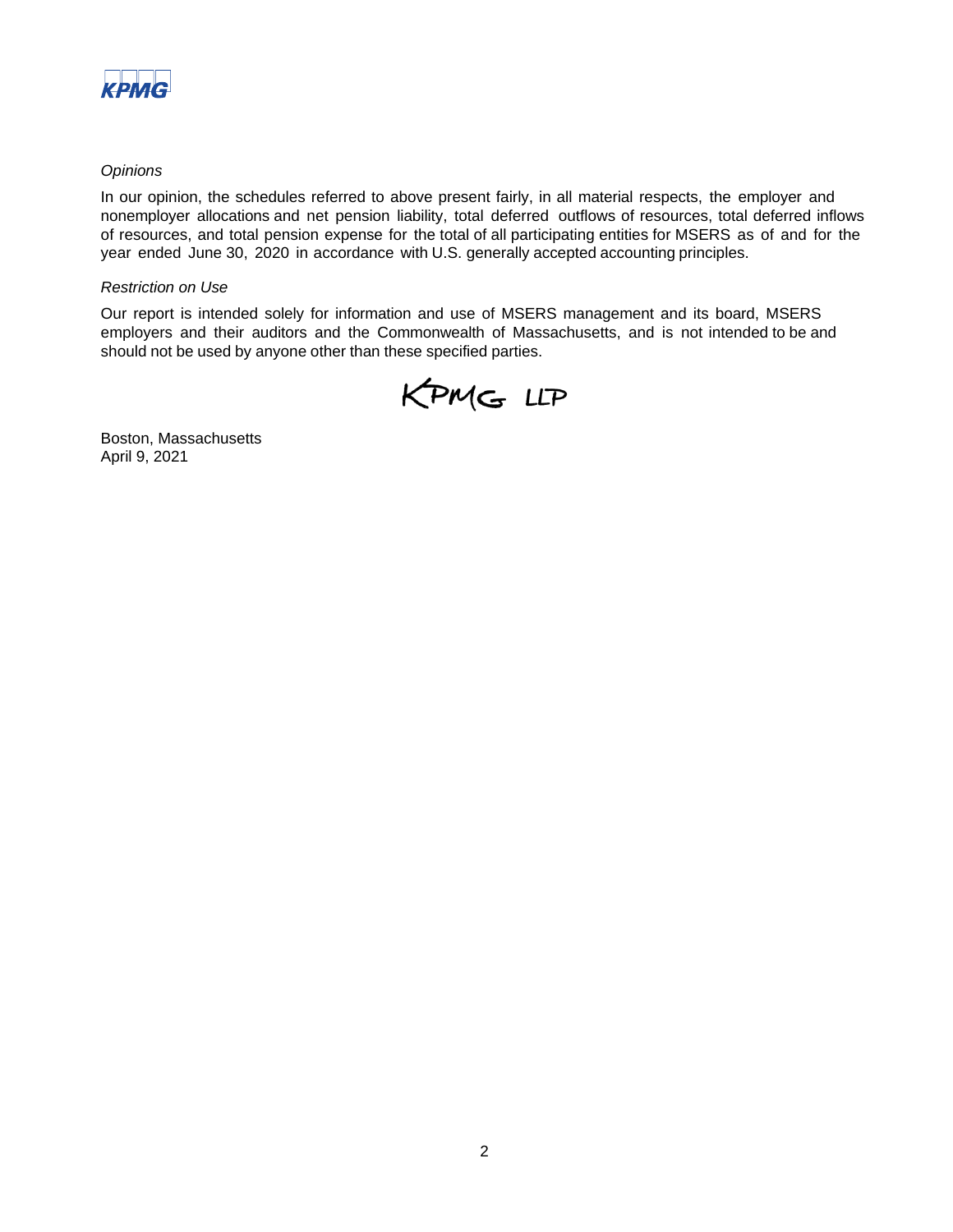*Opinions*

In our opinion, the schedules referred to above present fairly, in all material respects, the employer and nonemployer allocations and net pension liability, total deferred outflows of resources, total deferred inflows of resources, and total pension expense for the total of all participating entities for MSERS as of and for the year ended June 30, 2020 in accordance with U.S. generally accepted accounting principles.

*Restriction on Use*

Our report is intended solely for information and use of MSERS management and its board, MSERS employers and their auditors and the Commonwealth of Massachusetts, and is not intended to be and should not be used by anyone other than these specified parties.

KPMG LLP

Boston, Massachusetts
April 9, 2021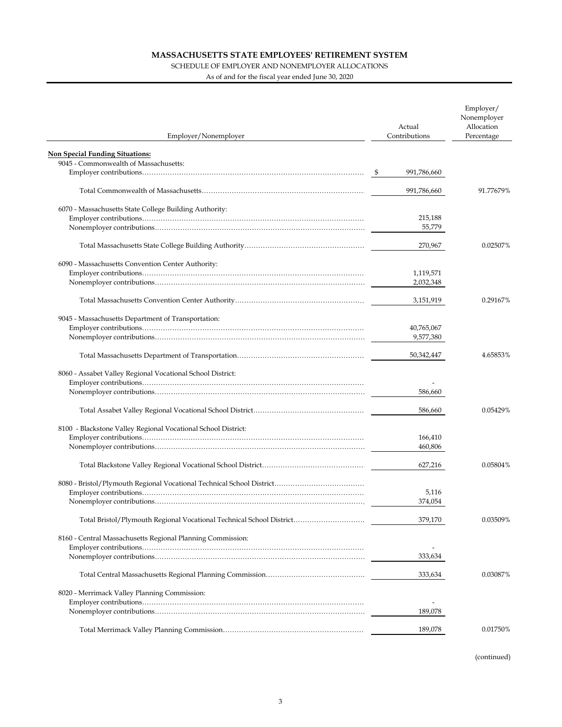# MASSACHUSETTS STATE EMPLOYEES' RETIREMENT SYSTEM

SCHEDULE OF EMPLOYER AND NONEMPLOYER ALLOCATIONS

As of and for the fiscal year ended June 30, 2020

| Employer/Nonemployer | Actual Contributions | Employer/ Nonemployer Allocation Percentage |
|---|---|---|
| **Non Special Funding Situations:** | | |
| 9045 - Commonwealth of Massachusetts: | | |
| Employer contributions | $ 991,786,660 | |
| Total Commonwealth of Massachusetts | 991,786,660 | 91.77679% |
| 6070 - Massachusetts State College Building Authority: | | |
| Employer contributions | 215,188 | |
| Nonemployer contributions | 55,779 | |
| Total Massachusetts State College Building Authority | 270,967 | 0.02507% |
| 6090 - Massachusetts Convention Center Authority: | | |
| Employer contributions | 1,119,571 | |
| Nonemployer contributions | 2,032,348 | |
| Total Massachusetts Convention Center Authority | 3,151,919 | 0.29167% |
| 9045 - Massachusetts Department of Transportation: | | |
| Employer contributions | 40,765,067 | |
| Nonemployer contributions | 9,577,380 | |
| Total Massachusetts Department of Transportation | 50,342,447 | 4.65853% |
| 8060 - Assabet Valley Regional Vocational School District: | | |
| Employer contributions | - | |
| Nonemployer contributions | 586,660 | |
| Total Assabet Valley Regional Vocational School District | 586,660 | 0.05429% |
| 8100 - Blackstone Valley Regional Vocational School District: | | |
| Employer contributions | 166,410 | |
| Nonemployer contributions | 460,806 | |
| Total Blackstone Valley Regional Vocational School District | 627,216 | 0.05804% |
| 8080 - Bristol/Plymouth Regional Vocational Technical School District | | |
| Employer contributions | 5,116 | |
| Nonemployer contributions | 374,054 | |
| Total Bristol/Plymouth Regional Vocational Technical School District | 379,170 | 0.03509% |
| 8160 - Central Massachusetts Regional Planning Commission: | | |
| Employer contributions | - | |
| Nonemployer contributions | 333,634 | |
| Total Central Massachusetts Regional Planning Commission | 333,634 | 0.03087% |
| 8020 - Merrimack Valley Planning Commission: | | |
| Employer contributions | - | |
| Nonemployer contributions | 189,078 | |
| Total Merrimack Valley Planning Commission | 189,078 | 0.01750% |

(continued)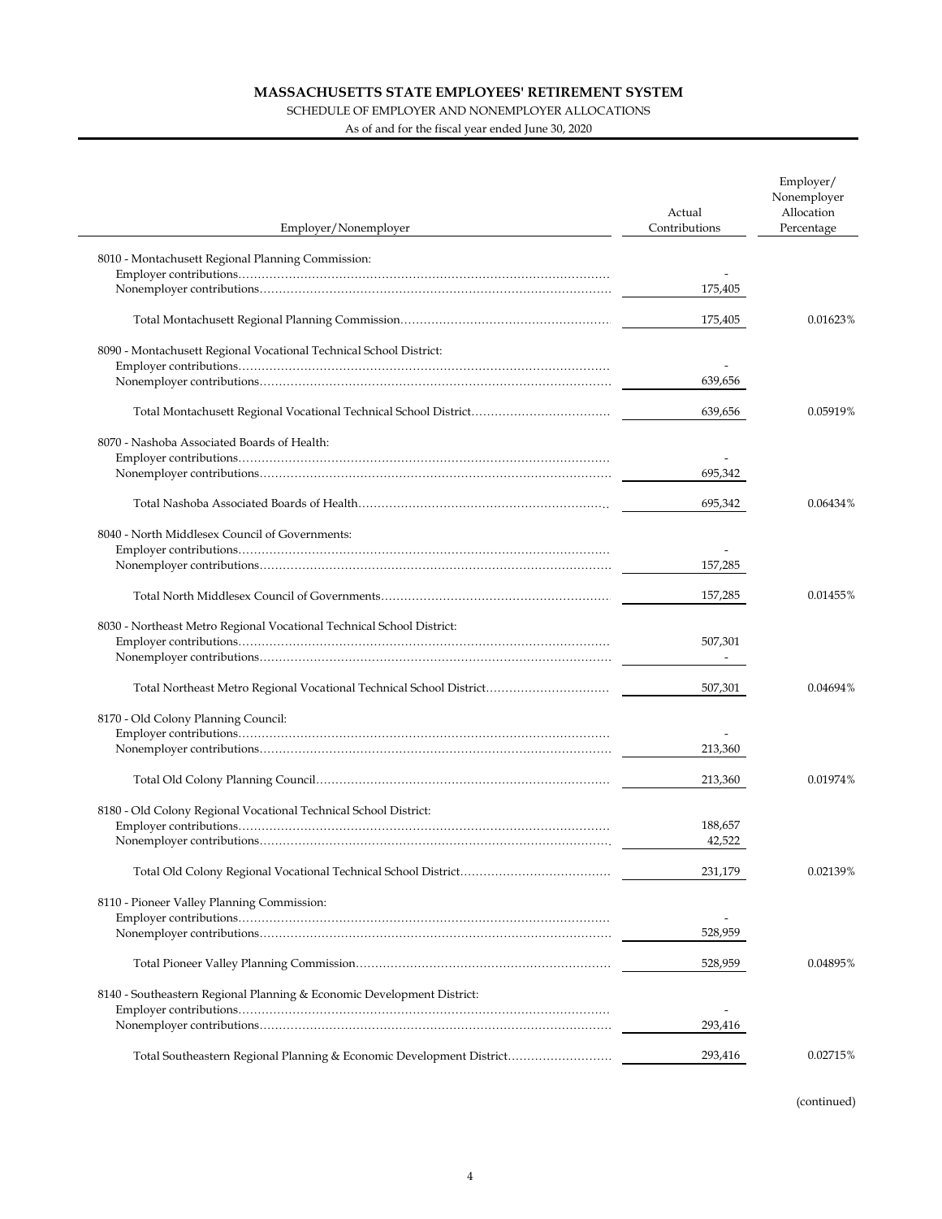# MASSACHUSETTS STATE EMPLOYEES' RETIREMENT SYSTEM

SCHEDULE OF EMPLOYER AND NONEMPLOYER ALLOCATIONS

As of and for the fiscal year ended June 30, 2020

| Employer/Nonemployer | Actual Contributions | Employer/ Nonemployer Allocation Percentage |
|---|---|---|
| 8010 - Montachusett Regional Planning Commission: | | |
| Employer contributions | - | |
| Nonemployer contributions | 175,405 | |
| Total Montachusett Regional Planning Commission | 175,405 | 0.01623% |
| 8090 - Montachusett Regional Vocational Technical School District: | | |
| Employer contributions | - | |
| Nonemployer contributions | 639,656 | |
| Total Montachusett Regional Vocational Technical School District | 639,656 | 0.05919% |
| 8070 - Nashoba Associated Boards of Health: | | |
| Employer contributions | - | |
| Nonemployer contributions | 695,342 | |
| Total Nashoba Associated Boards of Health | 695,342 | 0.06434% |
| 8040 - North Middlesex Council of Governments: | | |
| Employer contributions | - | |
| Nonemployer contributions | 157,285 | |
| Total North Middlesex Council of Governments | 157,285 | 0.01455% |
| 8030 - Northeast Metro Regional Vocational Technical School District: | | |
| Employer contributions | 507,301 | |
| Nonemployer contributions | - | |
| Total Northeast Metro Regional Vocational Technical School District | 507,301 | 0.04694% |
| 8170 - Old Colony Planning Council: | | |
| Employer contributions | - | |
| Nonemployer contributions | 213,360 | |
| Total Old Colony Planning Council | 213,360 | 0.01974% |
| 8180 - Old Colony Regional Vocational Technical School District: | | |
| Employer contributions | 188,657 | |
| Nonemployer contributions | 42,522 | |
| Total Old Colony Regional Vocational Technical School District | 231,179 | 0.02139% |
| 8110 - Pioneer Valley Planning Commission: | | |
| Employer contributions | - | |
| Nonemployer contributions | 528,959 | |
| Total Pioneer Valley Planning Commission | 528,959 | 0.04895% |
| 8140 - Southeastern Regional Planning & Economic Development District: | | |
| Employer contributions | - | |
| Nonemployer contributions | 293,416 | |
| Total Southeastern Regional Planning & Economic Development District | 293,416 | 0.02715% |

(continued)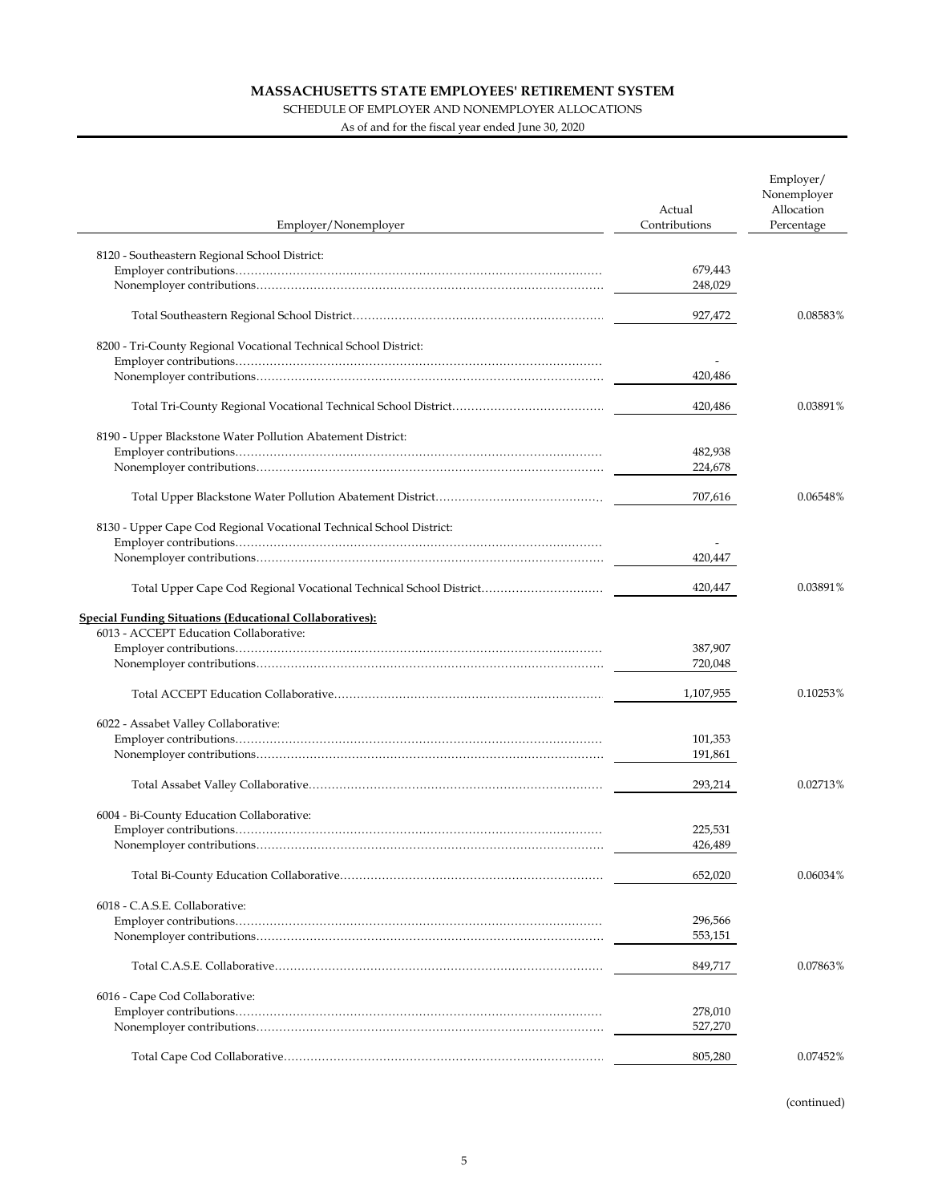# MASSACHUSETTS STATE EMPLOYEES' RETIREMENT SYSTEM

SCHEDULE OF EMPLOYER AND NONEMPLOYER ALLOCATIONS

As of and for the fiscal year ended June 30, 2020

| Employer/Nonemployer | Actual Contributions | Employer/ Nonemployer Allocation Percentage |
|---|---|---|
| 8120 - Southeastern Regional School District: | | |
| Employer contributions | 679,443 | |
| Nonemployer contributions | 248,029 | |
| Total Southeastern Regional School District | 927,472 | 0.08583% |
| 8200 - Tri-County Regional Vocational Technical School District: | | |
| Employer contributions | - | |
| Nonemployer contributions | 420,486 | |
| Total Tri-County Regional Vocational Technical School District | 420,486 | 0.03891% |
| 8190 - Upper Blackstone Water Pollution Abatement District: | | |
| Employer contributions | 482,938 | |
| Nonemployer contributions | 224,678 | |
| Total Upper Blackstone Water Pollution Abatement District | 707,616 | 0.06548% |
| 8130 - Upper Cape Cod Regional Vocational Technical School District: | | |
| Employer contributions | - | |
| Nonemployer contributions | 420,447 | |
| Total Upper Cape Cod Regional Vocational Technical School District | 420,447 | 0.03891% |
| **Special Funding Situations (Educational Collaboratives):** | | |
| 6013 - ACCEPT Education Collaborative: | | |
| Employer contributions | 387,907 | |
| Nonemployer contributions | 720,048 | |
| Total ACCEPT Education Collaborative | 1,107,955 | 0.10253% |
| 6022 - Assabet Valley Collaborative: | | |
| Employer contributions | 101,353 | |
| Nonemployer contributions | 191,861 | |
| Total Assabet Valley Collaborative | 293,214 | 0.02713% |
| 6004 - Bi-County Education Collaborative: | | |
| Employer contributions | 225,531 | |
| Nonemployer contributions | 426,489 | |
| Total Bi-County Education Collaborative | 652,020 | 0.06034% |
| 6018 - C.A.S.E. Collaborative: | | |
| Employer contributions | 296,566 | |
| Nonemployer contributions | 553,151 | |
| Total C.A.S.E. Collaborative | 849,717 | 0.07863% |
| 6016 - Cape Cod Collaborative: | | |
| Employer contributions | 278,010 | |
| Nonemployer contributions | 527,270 | |
| Total Cape Cod Collaborative | 805,280 | 0.07452% |

(continued)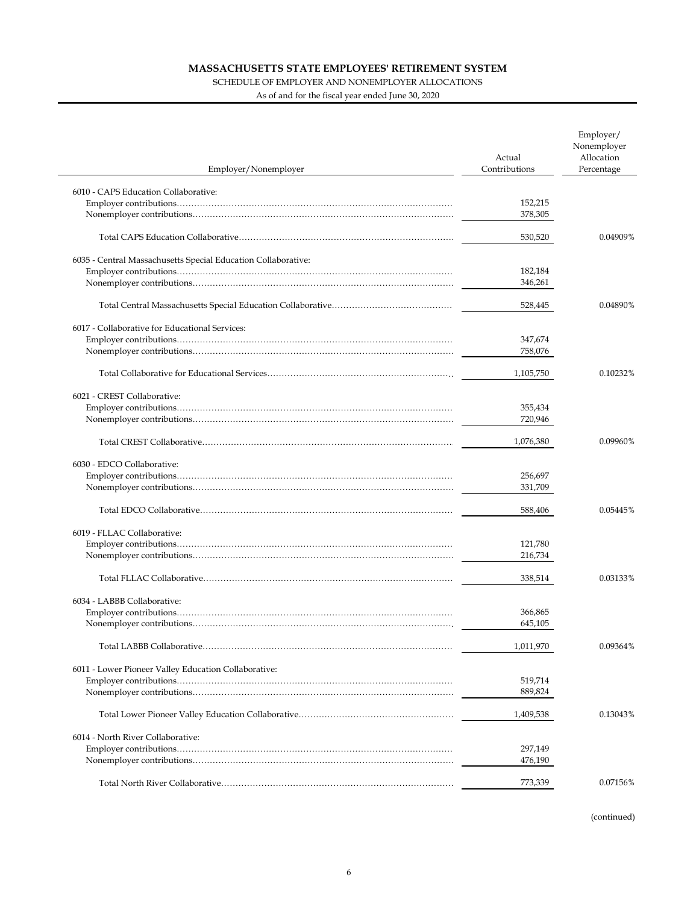# MASSACHUSETTS STATE EMPLOYEES' RETIREMENT SYSTEM

SCHEDULE OF EMPLOYER AND NONEMPLOYER ALLOCATIONS

As of and for the fiscal year ended June 30, 2020

| Employer/Nonemployer | Actual Contributions | Employer/ Nonemployer Allocation Percentage |
|---|---|---|
| 6010 - CAPS Education Collaborative: | | |
| Employer contributions | 152,215 | |
| Nonemployer contributions | 378,305 | |
| Total CAPS Education Collaborative | 530,520 | 0.04909% |
| 6035 - Central Massachusetts Special Education Collaborative: | | |
| Employer contributions | 182,184 | |
| Nonemployer contributions | 346,261 | |
| Total Central Massachusetts Special Education Collaborative | 528,445 | 0.04890% |
| 6017 - Collaborative for Educational Services: | | |
| Employer contributions | 347,674 | |
| Nonemployer contributions | 758,076 | |
| Total Collaborative for Educational Services | 1,105,750 | 0.10232% |
| 6021 - CREST Collaborative: | | |
| Employer contributions | 355,434 | |
| Nonemployer contributions | 720,946 | |
| Total CREST Collaborative | 1,076,380 | 0.09960% |
| 6030 - EDCO Collaborative: | | |
| Employer contributions | 256,697 | |
| Nonemployer contributions | 331,709 | |
| Total EDCO Collaborative | 588,406 | 0.05445% |
| 6019 - FLLAC Collaborative: | | |
| Employer contributions | 121,780 | |
| Nonemployer contributions | 216,734 | |
| Total FLLAC Collaborative | 338,514 | 0.03133% |
| 6034 - LABBB Collaborative: | | |
| Employer contributions | 366,865 | |
| Nonemployer contributions | 645,105 | |
| Total LABBB Collaborative | 1,011,970 | 0.09364% |
| 6011 - Lower Pioneer Valley Education Collaborative: | | |
| Employer contributions | 519,714 | |
| Nonemployer contributions | 889,824 | |
| Total Lower Pioneer Valley Education Collaborative | 1,409,538 | 0.13043% |
| 6014 - North River Collaborative: | | |
| Employer contributions | 297,149 | |
| Nonemployer contributions | 476,190 | |
| Total North River Collaborative | 773,339 | 0.07156% |

(continued)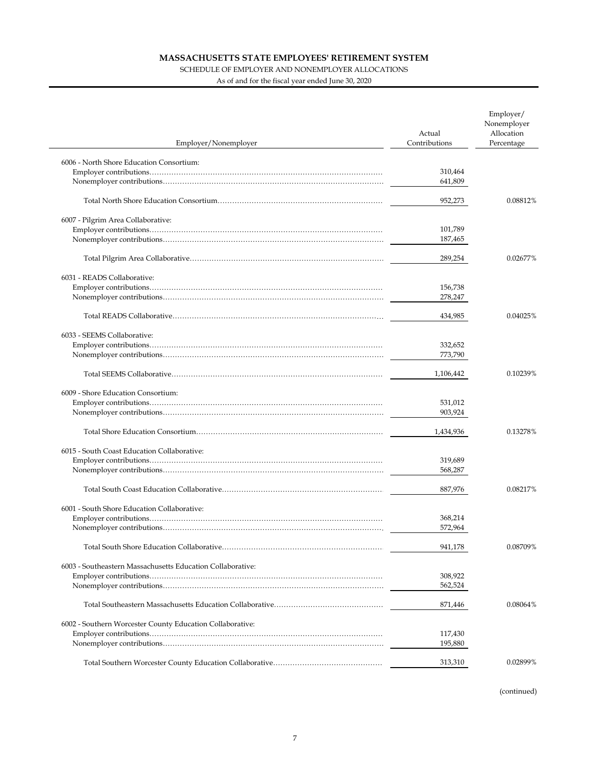# MASSACHUSETTS STATE EMPLOYEES' RETIREMENT SYSTEM

SCHEDULE OF EMPLOYER AND NONEMPLOYER ALLOCATIONS

As of and for the fiscal year ended June 30, 2020

| Employer/Nonemployer | Actual Contributions | Employer/ Nonemployer Allocation Percentage |
|---|---|---|
| 6006 - North Shore Education Consortium: | | |
| Employer contributions | 310,464 | |
| Nonemployer contributions | 641,809 | |
| Total North Shore Education Consortium | 952,273 | 0.08812% |
| 6007 - Pilgrim Area Collaborative: | | |
| Employer contributions | 101,789 | |
| Nonemployer contributions | 187,465 | |
| Total Pilgrim Area Collaborative | 289,254 | 0.02677% |
| 6031 - READS Collaborative: | | |
| Employer contributions | 156,738 | |
| Nonemployer contributions | 278,247 | |
| Total READS Collaborative | 434,985 | 0.04025% |
| 6033 - SEEMS Collaborative: | | |
| Employer contributions | 332,652 | |
| Nonemployer contributions | 773,790 | |
| Total SEEMS Collaborative | 1,106,442 | 0.10239% |
| 6009 - Shore Education Consortium: | | |
| Employer contributions | 531,012 | |
| Nonemployer contributions | 903,924 | |
| Total Shore Education Consortium | 1,434,936 | 0.13278% |
| 6015 - South Coast Education Collaborative: | | |
| Employer contributions | 319,689 | |
| Nonemployer contributions | 568,287 | |
| Total South Coast Education Collaborative | 887,976 | 0.08217% |
| 6001 - South Shore Education Collaborative: | | |
| Employer contributions | 368,214 | |
| Nonemployer contributions | 572,964 | |
| Total South Shore Education Collaborative | 941,178 | 0.08709% |
| 6003 - Southeastern Massachusetts Education Collaborative: | | |
| Employer contributions | 308,922 | |
| Nonemployer contributions | 562,524 | |
| Total Southeastern Massachusetts Education Collaborative | 871,446 | 0.08064% |
| 6002 - Southern Worcester County Education Collaborative: | | |
| Employer contributions | 117,430 | |
| Nonemployer contributions | 195,880 | |
| Total Southern Worcester County Education Collaborative | 313,310 | 0.02899% |

(continued)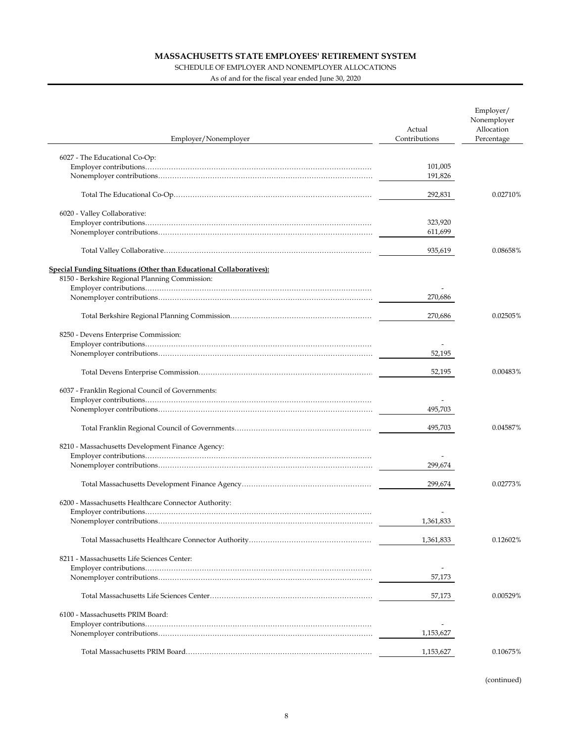# MASSACHUSETTS STATE EMPLOYEES' RETIREMENT SYSTEM

SCHEDULE OF EMPLOYER AND NONEMPLOYER ALLOCATIONS

As of and for the fiscal year ended June 30, 2020

| Employer/Nonemployer | Actual Contributions | Employer/ Nonemployer Allocation Percentage |
|---|---|---|
| 6027 - The Educational Co-Op: | | |
| Employer contributions | 101,005 | |
| Nonemployer contributions | 191,826 | |
| Total The Educational Co-Op | 292,831 | 0.02710% |
| 6020 - Valley Collaborative: | | |
| Employer contributions | 323,920 | |
| Nonemployer contributions | 611,699 | |
| Total Valley Collaborative | 935,619 | 0.08658% |
| **Special Funding Situations (Other than Educational Collaboratives):** | | |
| 8150 - Berkshire Regional Planning Commission: | | |
| Employer contributions | - | |
| Nonemployer contributions | 270,686 | |
| Total Berkshire Regional Planning Commission | 270,686 | 0.02505% |
| 8250 - Devens Enterprise Commission: | | |
| Employer contributions | - | |
| Nonemployer contributions | 52,195 | |
| Total Devens Enterprise Commission | 52,195 | 0.00483% |
| 6037 - Franklin Regional Council of Governments: | | |
| Employer contributions | - | |
| Nonemployer contributions | 495,703 | |
| Total Franklin Regional Council of Governments | 495,703 | 0.04587% |
| 8210 - Massachusetts Development Finance Agency: | | |
| Employer contributions | - | |
| Nonemployer contributions | 299,674 | |
| Total Massachusetts Development Finance Agency | 299,674 | 0.02773% |
| 6200 - Massachusetts Healthcare Connector Authority: | | |
| Employer contributions | - | |
| Nonemployer contributions | 1,361,833 | |
| Total Massachusetts Healthcare Connector Authority | 1,361,833 | 0.12602% |
| 8211 - Massachusetts Life Sciences Center: | | |
| Employer contributions | - | |
| Nonemployer contributions | 57,173 | |
| Total Massachusetts Life Sciences Center | 57,173 | 0.00529% |
| 6100 - Massachusetts PRIM Board: | | |
| Employer contributions | - | |
| Nonemployer contributions | 1,153,627 | |
| Total Massachusetts PRIM Board | 1,153,627 | 0.10675% |

(continued)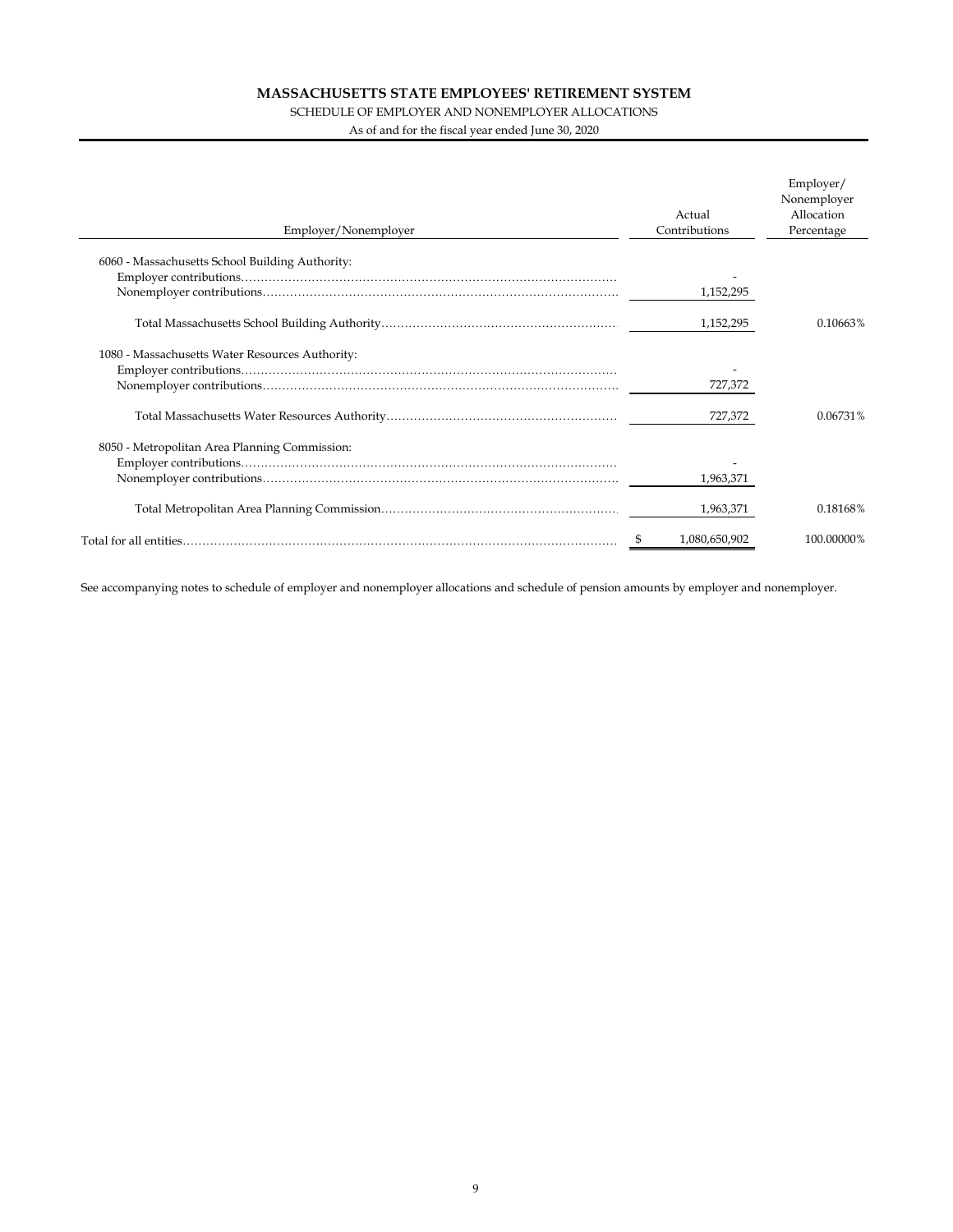# MASSACHUSETTS STATE EMPLOYEES' RETIREMENT SYSTEM

SCHEDULE OF EMPLOYER AND NONEMPLOYER ALLOCATIONS

As of and for the fiscal year ended June 30, 2020

| Employer/Nonemployer | Actual Contributions | Employer/ Nonemployer Allocation Percentage |
|---|---|---|
| 6060 - Massachusetts School Building Authority: | | |
| Employer contributions | - | |
| Nonemployer contributions | 1,152,295 | |
| Total Massachusetts School Building Authority | 1,152,295 | 0.10663% |
| 1080 - Massachusetts Water Resources Authority: | | |
| Employer contributions | - | |
| Nonemployer contributions | 727,372 | |
| Total Massachusetts Water Resources Authority | 727,372 | 0.06731% |
| 8050 - Metropolitan Area Planning Commission: | | |
| Employer contributions | - | |
| Nonemployer contributions | 1,963,371 | |
| Total Metropolitan Area Planning Commission | 1,963,371 | 0.18168% |
| Total for all entities | $ 1,080,650,902 | 100.00000% |

See accompanying notes to schedule of employer and nonemployer allocations and schedule of pension amounts by employer and nonemployer.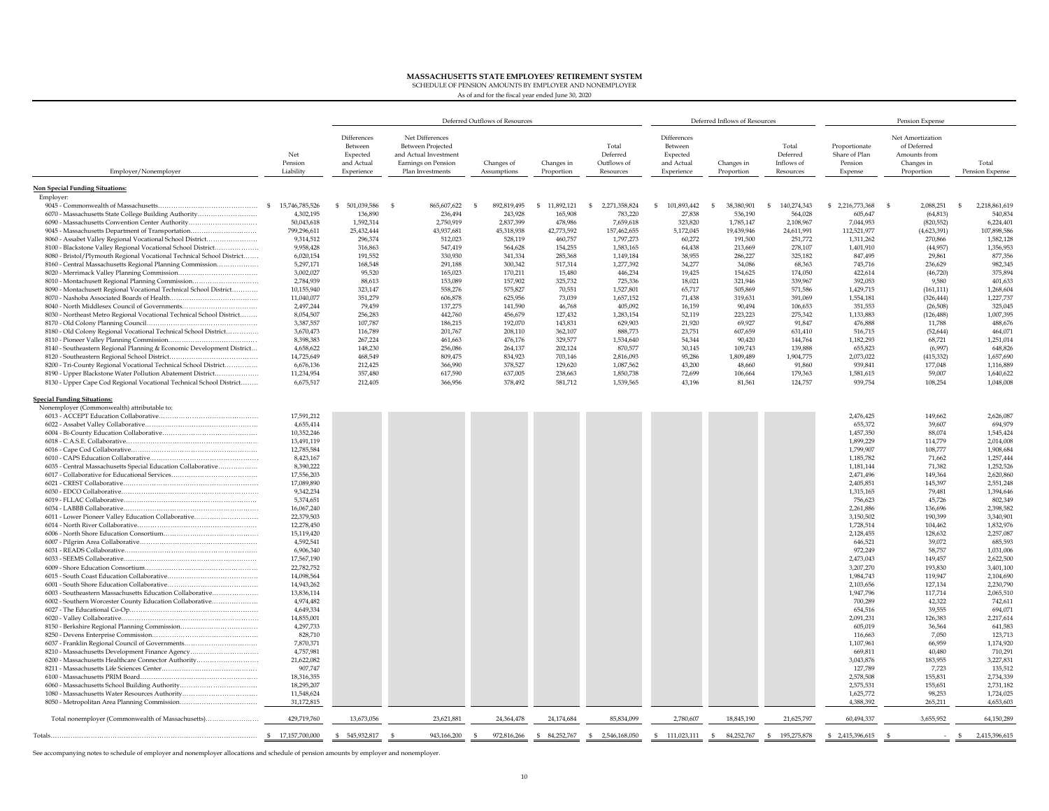# MASSACHUSETTS STATE EMPLOYEES' RETIREMENT SYSTEM

SCHEDULE OF PENSION AMOUNTS BY EMPLOYER AND NONEMPLOYER

As of and for the fiscal year ended June 30, 2020

| | | Deferred Outflows of Resources | | | | | Deferred Inflows of Resources | | | Pension Expense | | |
|---|---|---|---|---|---|---|---|---|---|---|---|---|
| Employer/Nonemployer | Net Pension Liability | Differences Between Expected and Actual Experience | Net Differences Between Projected and Actual Investment Earnings on Pension Plan Investments | Changes of Assumptions | Changes in Proportion | Total Deferred Outflows of Resources | Differences Between Expected and Actual Experience | Changes in Proportion | Total Deferred Inflows of Resources | Proportionate Share of Plan Pension Expense | Net Amortization of Deferred Amounts from Changes in Proportion | Total Pension Expense |
| **Non Special Funding Situations:** | | | | | | | | | | | | |
| Employer: | | | | | | | | | | | | |
| 9045 - Commonwealth of Massachusetts | $ 15,746,785,526 | $ 501,039,586 | $ 865,607,622 | $ 892,819,495 | $ 11,892,121 | $ 2,271,358,824 | $ 101,893,442 | $ 38,380,901 | $ 140,274,343 | $ 2,216,773,368 | $ 2,088,251 | $ 2,218,861,619 |
| 6070 - Massachusetts State College Building Authority | 4,302,195 | 136,890 | 236,494 | 243,928 | 165,908 | 783,220 | 27,838 | 536,190 | 564,028 | 605,647 | (64,813) | 540,834 |
| 6090 - Massachusetts Convention Center Authority | 50,043,618 | 1,592,314 | 2,750,919 | 2,837,399 | 478,986 | 7,659,618 | 323,820 | 1,785,147 | 2,108,967 | 7,044,953 | (820,552) | 6,224,401 |
| 9045 - Massachusetts Department of Transportation | 799,296,611 | 25,432,444 | 43,937,681 | 45,318,938 | 42,773,592 | 157,462,655 | 5,172,045 | 19,439,946 | 24,611,991 | 112,521,977 | (4,623,391) | 107,898,586 |
| 8060 - Assabet Valley Regional Vocational School District | 9,314,512 | 296,374 | 512,023 | 528,119 | 460,757 | 1,797,273 | 60,272 | 191,500 | 251,772 | 1,311,262 | 270,866 | 1,582,128 |
| 8100 - Blackstone Valley Regional Vocational School District | 9,958,428 | 316,863 | 547,419 | 564,628 | 154,255 | 1,583,165 | 64,438 | 213,669 | 278,107 | 1,401,910 | (44,957) | 1,356,953 |
| 8080 - Bristol/Plymouth Regional Vocational Technical School District | 6,020,154 | 191,552 | 330,930 | 341,334 | 285,368 | 1,149,184 | 38,955 | 286,227 | 325,182 | 847,495 | 29,861 | 877,356 |
| 8160 - Central Massachusetts Regional Planning Commission | 5,297,171 | 168,548 | 291,188 | 300,342 | 517,314 | 1,277,392 | 34,277 | 34,086 | 68,363 | 745,716 | 236,629 | 982,345 |
| 8020 - Merrimack Valley Planning Commission | 3,002,027 | 95,520 | 165,023 | 170,211 | 15,480 | 446,234 | 19,425 | 154,625 | 174,050 | 422,614 | (46,720) | 375,894 |
| 8010 - Montachusett Regional Planning Commission | 2,784,939 | 88,613 | 153,089 | 157,902 | 325,732 | 725,336 | 18,021 | 321,946 | 339,967 | 392,053 | 9,580 | 401,633 |
| 8090 - Montachusett Regional Vocational Technical School District | 10,155,940 | 323,147 | 558,276 | 575,827 | 70,551 | 1,527,801 | 65,717 | 505,869 | 571,586 | 1,429,715 | (161,111) | 1,268,604 |
| 8070 - Nashoba Associated Boards of Health | 11,040,077 | 351,279 | 606,878 | 625,956 | 73,039 | 1,657,152 | 71,438 | 319,631 | 391,069 | 1,554,181 | (326,444) | 1,227,737 |
| 8040 - North Middlesex Council of Governments | 2,497,244 | 79,459 | 137,275 | 141,590 | 46,768 | 405,092 | 16,159 | 90,494 | 106,653 | 351,553 | (26,508) | 325,045 |
| 8030 - Northeast Metro Regional Vocational Technical School District | 8,054,507 | 256,283 | 442,760 | 456,679 | 127,432 | 1,283,154 | 52,119 | 223,223 | 275,342 | 1,133,883 | (126,488) | 1,007,395 |
| 8170 - Old Colony Planning Council | 3,387,557 | 107,787 | 186,215 | 192,070 | 143,831 | 629,903 | 21,920 | 69,927 | 91,847 | 476,888 | 11,788 | 488,676 |
| 8180 - Old Colony Regional Vocational Technical School District | 3,670,473 | 116,789 | 201,767 | 208,110 | 362,107 | 888,773 | 23,751 | 607,659 | 631,410 | 516,715 | (52,644) | 464,071 |
| 8110 - Pioneer Valley Planning Commission | 8,398,383 | 267,224 | 461,663 | 476,176 | 329,577 | 1,534,640 | 54,344 | 90,420 | 144,764 | 1,182,293 | 68,721 | 1,251,014 |
| 8140 - Southeastern Regional Planning & Economic Development District | 4,658,622 | 148,230 | 256,086 | 264,137 | 202,124 | 870,577 | 30,145 | 109,743 | 139,888 | 655,823 | (6,997) | 648,826 |
| 8120 - Southeastern Regional School District | 14,725,649 | 468,549 | 809,475 | 834,923 | 703,146 | 2,816,093 | 95,286 | 1,809,489 | 1,904,775 | 2,073,022 | (415,332) | 1,657,690 |
| 8200 - Tri-County Regional Vocational Technical School District | 6,676,136 | 212,425 | 366,990 | 378,527 | 129,620 | 1,087,562 | 43,200 | 48,660 | 91,860 | 939,841 | 177,048 | 1,116,889 |
| 8190 - Upper Blackstone Water Pollution Abatement District | 11,234,954 | 357,480 | 617,590 | 637,005 | 238,663 | 1,850,738 | 72,699 | 106,664 | 179,363 | 1,581,615 | 59,007 | 1,640,622 |
| 8130 - Upper Cape Cod Regional Vocational Technical School District | 6,675,517 | 212,405 | 366,956 | 378,492 | 581,712 | 1,539,565 | 43,196 | 81,561 | 124,757 | 939,754 | 108,254 | 1,048,008 |
| **Special Funding Situations:** | | | | | | | | | | | | |
| Nonemployer (Commonwealth) attributable to: | | | | | | | | | | | | |
| 6013 - ACCEPT Education Collaborative | 17,591,212 | | | | | | | | | 2,476,425 | 149,662 | 2,626,087 |
| 6022 - Assabet Valley Collaborative | 4,655,414 | | | | | | | | | 655,372 | 39,607 | 694,979 |
| 6004 - Bi-County Education Collaborative | 10,352,246 | | | | | | | | | 1,457,350 | 88,074 | 1,545,424 |
| 6018 - C.A.S.E. Collaborative | 13,491,119 | | | | | | | | | 1,899,229 | 114,779 | 2,014,008 |
| 6016 - Cape Cod Collaborative | 12,785,584 | | | | | | | | | 1,799,907 | 108,777 | 1,908,684 |
| 6010 - CAPS Education Collaborative | 8,423,167 | | | | | | | | | 1,185,782 | 71,662 | 1,257,444 |
| 6035 - Central Massachusetts Special Education Collaborative | 8,390,222 | | | | | | | | | 1,181,144 | 71,382 | 1,252,526 |
| 6017 - Collaborative for Educational Services | 17,556,203 | | | | | | | | | 2,471,496 | 149,364 | 2,620,860 |
| 6021 - CREST Collaborative | 17,089,890 | | | | | | | | | 2,405,851 | 145,397 | 2,551,248 |
| 6030 - EDCO Collaborative | 9,342,234 | | | | | | | | | 1,315,165 | 79,481 | 1,394,646 |
| 6019 - FLLAC Collaborative | 5,374,651 | | | | | | | | | 756,623 | 45,726 | 802,349 |
| 6034 - LABBB Collaborative | 16,067,240 | | | | | | | | | 2,261,886 | 136,696 | 2,398,582 |
| 6011 - Lower Pioneer Valley Education Collaborative | 22,379,503 | | | | | | | | | 3,150,502 | 190,399 | 3,340,901 |
| 6014 - North River Collaborative | 12,278,450 | | | | | | | | | 1,728,514 | 104,462 | 1,832,976 |
| 6006 - North Shore Education Consortium | 15,119,420 | | | | | | | | | 2,128,455 | 128,632 | 2,257,087 |
| 6007 - Pilgrim Area Collaborative | 4,592,541 | | | | | | | | | 646,521 | 39,072 | 685,593 |
| 6031 - READS Collaborative | 6,906,340 | | | | | | | | | 972,249 | 58,757 | 1,031,006 |
| 6033 - SEEMS Collaborative | 17,567,190 | | | | | | | | | 2,473,043 | 149,457 | 2,622,500 |
| 6009 - Shore Education Consortium | 22,782,752 | | | | | | | | | 3,207,270 | 193,830 | 3,401,100 |
| 6015 - South Coast Education Collaborative | 14,098,564 | | | | | | | | | 1,984,743 | 119,947 | 2,104,690 |
| 6001 - South Shore Education Collaborative | 14,943,262 | | | | | | | | | 2,103,656 | 127,134 | 2,230,790 |
| 6003 - Southeastern Massachusetts Education Collaborative | 13,836,114 | | | | | | | | | 1,947,796 | 117,714 | 2,065,510 |
| 6002 - Southern Worcester County Education Collaborative | 4,974,482 | | | | | | | | | 700,289 | 42,322 | 742,611 |
| 6027 - The Educational Co-Op | 4,649,334 | | | | | | | | | 654,516 | 39,555 | 694,071 |
| 6020 - Valley Collaborative | 14,855,001 | | | | | | | | | 2,091,231 | 126,383 | 2,217,614 |
| 8150 - Berkshire Regional Planning Commission | 4,297,733 | | | | | | | | | 605,019 | 36,564 | 641,583 |
| 8250 - Devens Enterprise Commission | 828,710 | | | | | | | | | 116,663 | 7,050 | 123,713 |
| 6037 - Franklin Regional Council of Governments | 7,870,371 | | | | | | | | | 1,107,961 | 66,959 | 1,174,920 |
| 8210 - Massachusetts Development Finance Agency | 4,757,981 | | | | | | | | | 669,811 | 40,480 | 710,291 |
| 6200 - Massachusetts Healthcare Connector Authority | 21,622,082 | | | | | | | | | 3,043,876 | 183,955 | 3,227,831 |
| 8211 - Massachusetts Life Sciences Center | 907,747 | | | | | | | | | 127,789 | 7,723 | 135,512 |
| 6100 - Massachusetts PRIM Board | 18,316,355 | | | | | | | | | 2,578,508 | 155,831 | 2,734,339 |
| 6060 - Massachusetts School Building Authority | 18,295,207 | | | | | | | | | 2,575,531 | 155,651 | 2,731,182 |
| 1080 - Massachusetts Water Resources Authority | 11,548,624 | | | | | | | | | 1,625,772 | 98,253 | 1,724,025 |
| 8050 - Metropolitan Area Planning Commission | 31,172,815 | | | | | | | | | 4,388,392 | 265,211 | 4,653,603 |
| Total nonemployer (Commonwealth of Massachusetts) | 429,719,760 | 13,673,056 | 23,621,881 | 24,364,478 | 24,174,684 | 85,834,099 | 2,780,607 | 18,845,190 | 21,625,797 | 60,494,337 | 3,655,952 | 64,150,289 |
| Totals | $ 17,157,700,000 | $ 545,932,817 | $ 943,166,200 | $ 972,816,266 | $ 84,252,767 | $ 2,546,168,050 | $ 111,023,111 | $ 84,252,767 | $ 195,275,878 | $ 2,415,396,615 | $ - | $ 2,415,396,615 |

See accompanying notes to schedule of employer and nonemployer allocations and schedule of pension amounts by employer and nonemployer.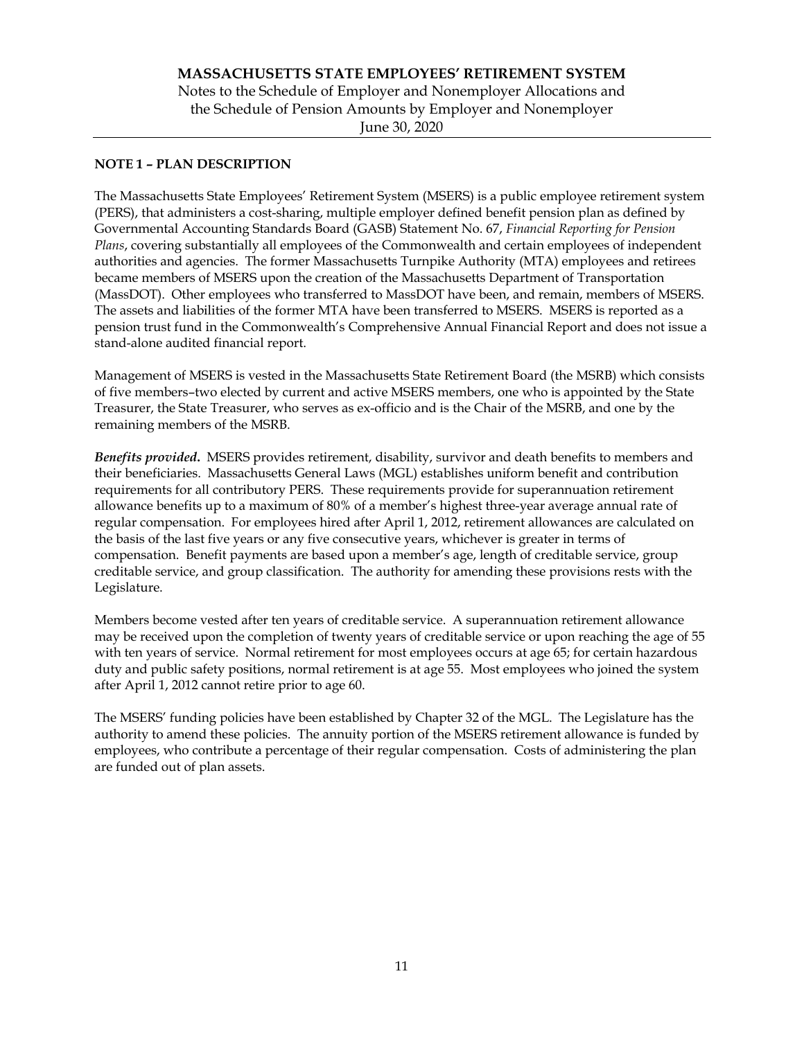# MASSACHUSETTS STATE EMPLOYEES' RETIREMENT SYSTEM

Notes to the Schedule of Employer and Nonemployer Allocations and the Schedule of Pension Amounts by Employer and Nonemployer

June 30, 2020

## NOTE 1 – PLAN DESCRIPTION

The Massachusetts State Employees' Retirement System (MSERS) is a public employee retirement system (PERS), that administers a cost-sharing, multiple employer defined benefit pension plan as defined by Governmental Accounting Standards Board (GASB) Statement No. 67, *Financial Reporting for Pension Plans*, covering substantially all employees of the Commonwealth and certain employees of independent authorities and agencies. The former Massachusetts Turnpike Authority (MTA) employees and retirees became members of MSERS upon the creation of the Massachusetts Department of Transportation (MassDOT). Other employees who transferred to MassDOT have been, and remain, members of MSERS. The assets and liabilities of the former MTA have been transferred to MSERS. MSERS is reported as a pension trust fund in the Commonwealth's Comprehensive Annual Financial Report and does not issue a stand-alone audited financial report.

Management of MSERS is vested in the Massachusetts State Retirement Board (the MSRB) which consists of five members–two elected by current and active MSERS members, one who is appointed by the State Treasurer, the State Treasurer, who serves as ex-officio and is the Chair of the MSRB, and one by the remaining members of the MSRB.

***Benefits provided.*** MSERS provides retirement, disability, survivor and death benefits to members and their beneficiaries. Massachusetts General Laws (MGL) establishes uniform benefit and contribution requirements for all contributory PERS. These requirements provide for superannuation retirement allowance benefits up to a maximum of 80% of a member's highest three-year average annual rate of regular compensation. For employees hired after April 1, 2012, retirement allowances are calculated on the basis of the last five years or any five consecutive years, whichever is greater in terms of compensation. Benefit payments are based upon a member's age, length of creditable service, group creditable service, and group classification. The authority for amending these provisions rests with the Legislature.

Members become vested after ten years of creditable service. A superannuation retirement allowance may be received upon the completion of twenty years of creditable service or upon reaching the age of 55 with ten years of service. Normal retirement for most employees occurs at age 65; for certain hazardous duty and public safety positions, normal retirement is at age 55. Most employees who joined the system after April 1, 2012 cannot retire prior to age 60.

The MSERS' funding policies have been established by Chapter 32 of the MGL. The Legislature has the authority to amend these policies. The annuity portion of the MSERS retirement allowance is funded by employees, who contribute a percentage of their regular compensation. Costs of administering the plan are funded out of plan assets.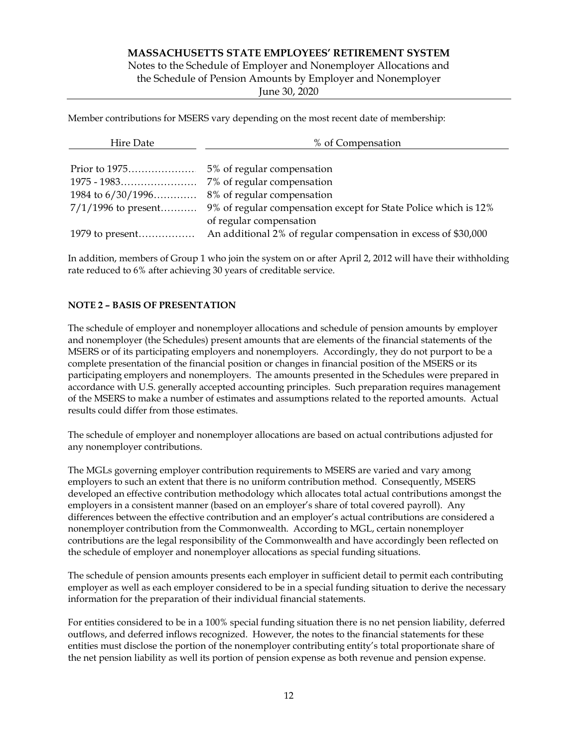Member contributions for MSERS vary depending on the most recent date of membership:

| Hire Date | % of Compensation |
|---|---|
| Prior to 1975 | 5% of regular compensation |
| 1975 - 1983 | 7% of regular compensation |
| 1984 to 6/30/1996 | 8% of regular compensation |
| 7/1/1996 to present | 9% of regular compensation except for State Police which is 12% of regular compensation |
| 1979 to present | An additional 2% of regular compensation in excess of $30,000 |

In addition, members of Group 1 who join the system on or after April 2, 2012 will have their withholding rate reduced to 6% after achieving 30 years of creditable service.

**NOTE 2 – BASIS OF PRESENTATION**

The schedule of employer and nonemployer allocations and schedule of pension amounts by employer and nonemployer (the Schedules) present amounts that are elements of the financial statements of the MSERS or of its participating employers and nonemployers. Accordingly, they do not purport to be a complete presentation of the financial position or changes in financial position of the MSERS or its participating employers and nonemployers. The amounts presented in the Schedules were prepared in accordance with U.S. generally accepted accounting principles. Such preparation requires management of the MSERS to make a number of estimates and assumptions related to the reported amounts. Actual results could differ from those estimates.

The schedule of employer and nonemployer allocations are based on actual contributions adjusted for any nonemployer contributions.

The MGLs governing employer contribution requirements to MSERS are varied and vary among employers to such an extent that there is no uniform contribution method. Consequently, MSERS developed an effective contribution methodology which allocates total actual contributions amongst the employers in a consistent manner (based on an employer's share of total covered payroll). Any differences between the effective contribution and an employer's actual contributions are considered a nonemployer contribution from the Commonwealth. According to MGL, certain nonemployer contributions are the legal responsibility of the Commonwealth and have accordingly been reflected on the schedule of employer and nonemployer allocations as special funding situations.

The schedule of pension amounts presents each employer in sufficient detail to permit each contributing employer as well as each employer considered to be in a special funding situation to derive the necessary information for the preparation of their individual financial statements.

For entities considered to be in a 100% special funding situation there is no net pension liability, deferred outflows, and deferred inflows recognized. However, the notes to the financial statements for these entities must disclose the portion of the nonemployer contributing entity's total proportionate share of the net pension liability as well its portion of pension expense as both revenue and pension expense.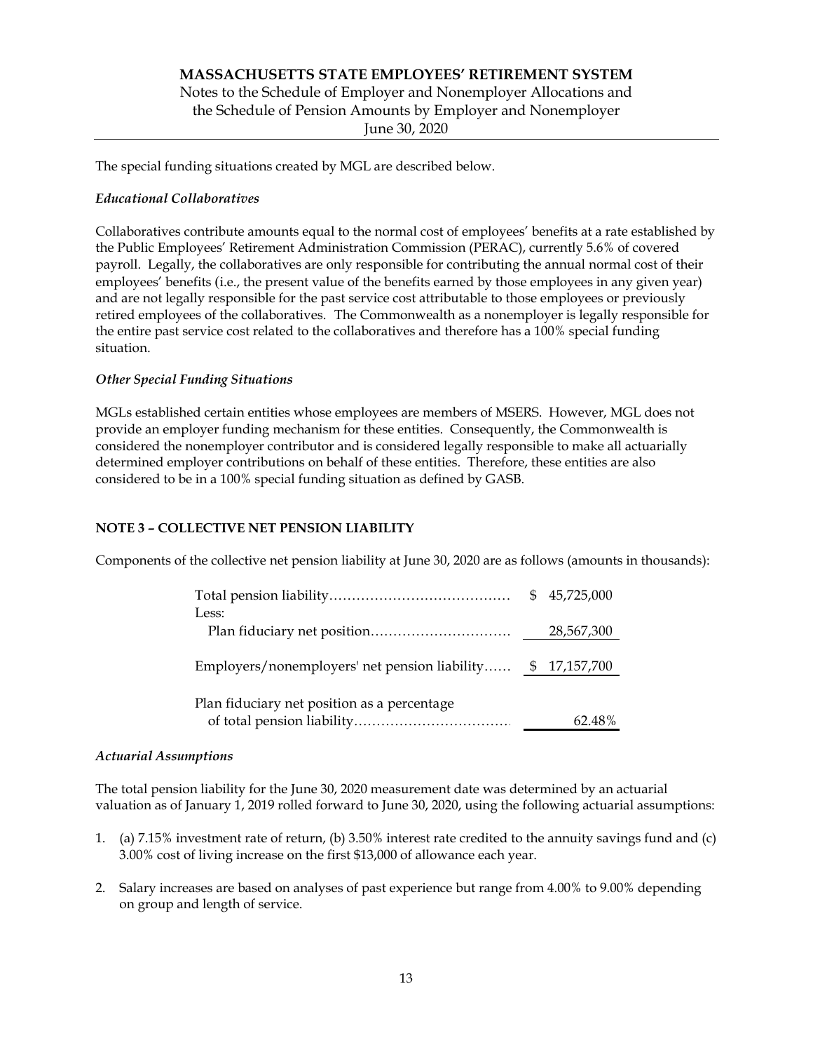The special funding situations created by MGL are described below.

*Educational Collaboratives*

Collaboratives contribute amounts equal to the normal cost of employees' benefits at a rate established by the Public Employees' Retirement Administration Commission (PERAC), currently 5.6% of covered payroll. Legally, the collaboratives are only responsible for contributing the annual normal cost of their employees' benefits (i.e., the present value of the benefits earned by those employees in any given year) and are not legally responsible for the past service cost attributable to those employees or previously retired employees of the collaboratives. The Commonwealth as a nonemployer is legally responsible for the entire past service cost related to the collaboratives and therefore has a 100% special funding situation.

*Other Special Funding Situations*

MGLs established certain entities whose employees are members of MSERS. However, MGL does not provide an employer funding mechanism for these entities. Consequently, the Commonwealth is considered the nonemployer contributor and is considered legally responsible to make all actuarially determined employer contributions on behalf of these entities. Therefore, these entities are also considered to be in a 100% special funding situation as defined by GASB.

## NOTE 3 – COLLECTIVE NET PENSION LIABILITY

Components of the collective net pension liability at June 30, 2020 are as follows (amounts in thousands):

| | |
|---|---|
| Total pension liability | $ 45,725,000 |
| Less: | |
| Plan fiduciary net position | 28,567,300 |
| Employers/nonemployers' net pension liability | $ 17,157,700 |
| Plan fiduciary net position as a percentage of total pension liability | 62.48% |

*Actuarial Assumptions*

The total pension liability for the June 30, 2020 measurement date was determined by an actuarial valuation as of January 1, 2019 rolled forward to June 30, 2020, using the following actuarial assumptions:

1. (a) 7.15% investment rate of return, (b) 3.50% interest rate credited to the annuity savings fund and (c) 3.00% cost of living increase on the first $13,000 of allowance each year.
2. Salary increases are based on analyses of past experience but range from 4.00% to 9.00% depending on group and length of service.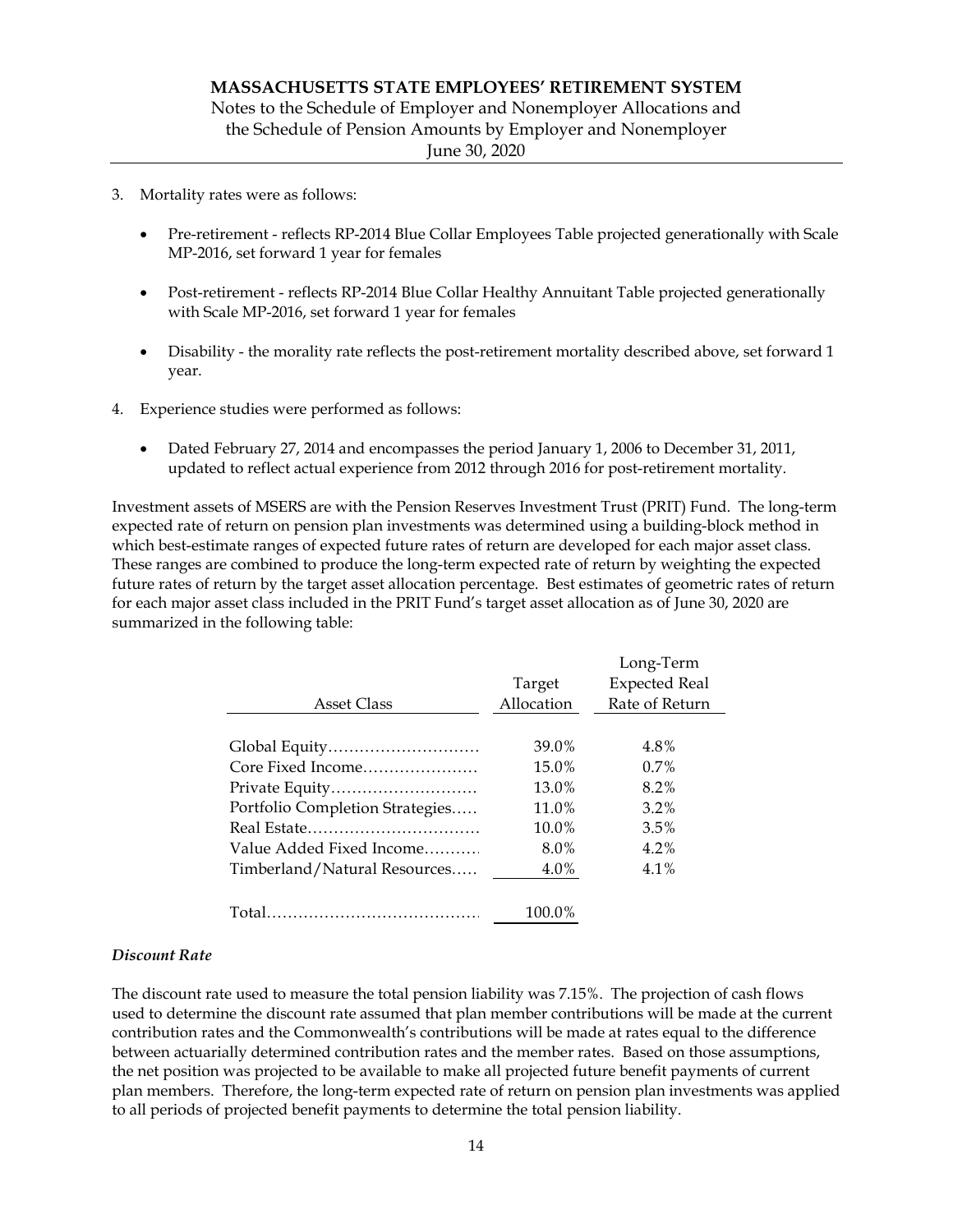3. Mortality rates were as follows:

   - Pre-retirement - reflects RP-2014 Blue Collar Employees Table projected generationally with Scale MP-2016, set forward 1 year for females

   - Post-retirement - reflects RP-2014 Blue Collar Healthy Annuitant Table projected generationally with Scale MP-2016, set forward 1 year for females

   - Disability - the morality rate reflects the post-retirement mortality described above, set forward 1 year.

4. Experience studies were performed as follows:

   - Dated February 27, 2014 and encompasses the period January 1, 2006 to December 31, 2011, updated to reflect actual experience from 2012 through 2016 for post-retirement mortality.

Investment assets of MSERS are with the Pension Reserves Investment Trust (PRIT) Fund. The long-term expected rate of return on pension plan investments was determined using a building-block method in which best-estimate ranges of expected future rates of return are developed for each major asset class. These ranges are combined to produce the long-term expected rate of return by weighting the expected future rates of return by the target asset allocation percentage. Best estimates of geometric rates of return for each major asset class included in the PRIT Fund's target asset allocation as of June 30, 2020 are summarized in the following table:

| Asset Class | Target Allocation | Long-Term Expected Real Rate of Return |
|---|---|---|
| Global Equity | 39.0% | 4.8% |
| Core Fixed Income | 15.0% | 0.7% |
| Private Equity | 13.0% | 8.2% |
| Portfolio Completion Strategies | 11.0% | 3.2% |
| Real Estate | 10.0% | 3.5% |
| Value Added Fixed Income | 8.0% | 4.2% |
| Timberland/Natural Resources | 4.0% | 4.1% |
| Total | 100.0% | |

### *Discount Rate*

The discount rate used to measure the total pension liability was 7.15%. The projection of cash flows used to determine the discount rate assumed that plan member contributions will be made at the current contribution rates and the Commonwealth's contributions will be made at rates equal to the difference between actuarially determined contribution rates and the member rates. Based on those assumptions, the net position was projected to be available to make all projected future benefit payments of current plan members. Therefore, the long-term expected rate of return on pension plan investments was applied to all periods of projected benefit payments to determine the total pension liability.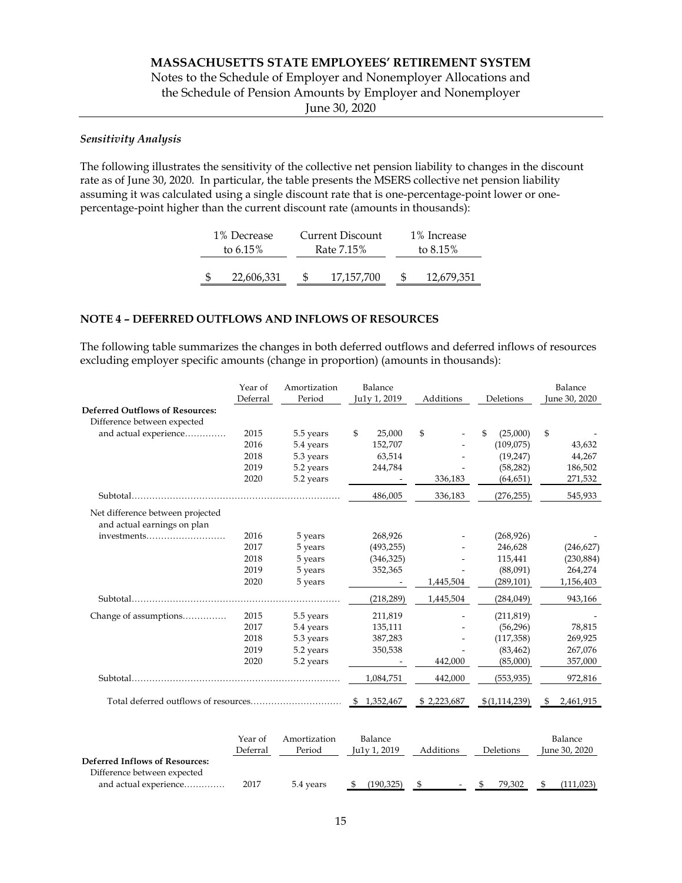### *Sensitivity Analysis*

The following illustrates the sensitivity of the collective net pension liability to changes in the discount rate as of June 30, 2020. In particular, the table presents the MSERS collective net pension liability assuming it was calculated using a single discount rate that is one-percentage-point lower or one-percentage-point higher than the current discount rate (amounts in thousands):

| 1% Decrease to 6.15% | Current Discount Rate 7.15% | 1% Increase to 8.15% |
|---|---|---|
| $ 22,606,331 | $ 17,157,700 | $ 12,679,351 |

## NOTE 4 – DEFERRED OUTFLOWS AND INFLOWS OF RESOURCES

The following table summarizes the changes in both deferred outflows and deferred inflows of resources excluding employer specific amounts (change in proportion) (amounts in thousands):

| | Year of Deferral | Amortization Period | Balance July 1, 2019 | Additions | Deletions | Balance June 30, 2020 |
|---|---|---|---|---|---|---|
| **Deferred Outflows of Resources:** | | | | | | |
| Difference between expected and actual experience | 2015 | 5.5 years | $ 25,000 | $ - | $ (25,000) | $ - |
| | 2016 | 5.4 years | 152,707 | - | (109,075) | 43,632 |
| | 2018 | 5.3 years | 63,514 | - | (19,247) | 44,267 |
| | 2019 | 5.2 years | 244,784 | - | (58,282) | 186,502 |
| | 2020 | 5.2 years | - | 336,183 | (64,651) | 271,532 |
| Subtotal | | | 486,005 | 336,183 | (276,255) | 545,933 |
| Net difference between projected and actual earnings on plan investments | 2016 | 5 years | 268,926 | - | (268,926) | - |
| | 2017 | 5 years | (493,255) | - | 246,628 | (246,627) |
| | 2018 | 5 years | (346,325) | - | 115,441 | (230,884) |
| | 2019 | 5 years | 352,365 | - | (88,091) | 264,274 |
| | 2020 | 5 years | - | 1,445,504 | (289,101) | 1,156,403 |
| Subtotal | | | (218,289) | 1,445,504 | (284,049) | 943,166 |
| Change of assumptions | 2015 | 5.5 years | 211,819 | - | (211,819) | - |
| | 2017 | 5.4 years | 135,111 | - | (56,296) | 78,815 |
| | 2018 | 5.3 years | 387,283 | - | (117,358) | 269,925 |
| | 2019 | 5.2 years | 350,538 | - | (83,462) | 267,076 |
| | 2020 | 5.2 years | - | 442,000 | (85,000) | 357,000 |
| Subtotal | | | 1,084,751 | 442,000 | (553,935) | 972,816 |
| Total deferred outflows of resources | | | $ 1,352,467 | $ 2,223,687 | $ (1,114,239) | $ 2,461,915 |

| | Year of Deferral | Amortization Period | Balance July 1, 2019 | Additions | Deletions | Balance June 30, 2020 |
|---|---|---|---|---|---|---|
| **Deferred Inflows of Resources:** | | | | | | |
| Difference between expected and actual experience | 2017 | 5.4 years | $ (190,325) | $ - | $ 79,302 | $ (111,023) |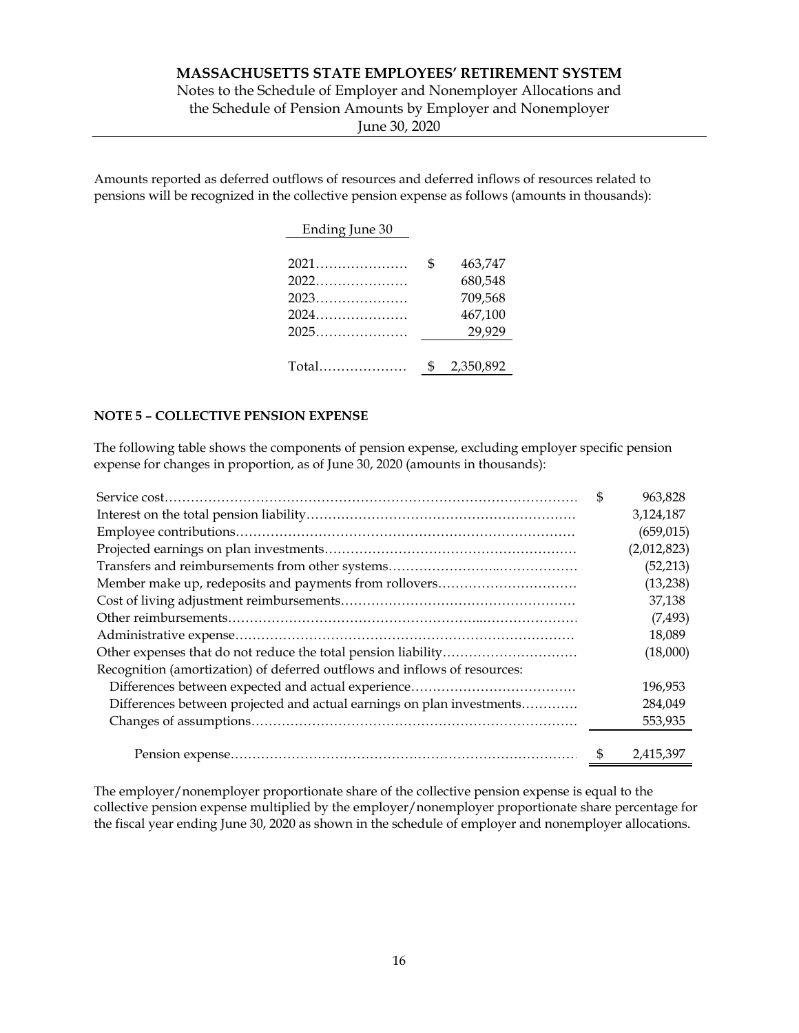# MASSACHUSETTS STATE EMPLOYEES' RETIREMENT SYSTEM

Notes to the Schedule of Employer and Nonemployer Allocations and the Schedule of Pension Amounts by Employer and Nonemployer

June 30, 2020

Amounts reported as deferred outflows of resources and deferred inflows of resources related to pensions will be recognized in the collective pension expense as follows (amounts in thousands):

| Ending June 30 | | |
|---|---|---|
| 2021 | $ | 463,747 |
| 2022 | | 680,548 |
| 2023 | | 709,568 |
| 2024 | | 467,100 |
| 2025 | | 29,929 |
| Total | $ | 2,350,892 |

**NOTE 5 – COLLECTIVE PENSION EXPENSE**

The following table shows the components of pension expense, excluding employer specific pension expense for changes in proportion, as of June 30, 2020 (amounts in thousands):

| | | |
|---|---|---|
| Service cost | $ | 963,828 |
| Interest on the total pension liability | | 3,124,187 |
| Employee contributions | | (659,015) |
| Projected earnings on plan investments | | (2,012,823) |
| Transfers and reimbursements from other systems | | (52,213) |
| Member make up, redeposits and payments from rollovers | | (13,238) |
| Cost of living adjustment reimbursements | | 37,138 |
| Other reimbursements | | (7,493) |
| Administrative expense | | 18,089 |
| Other expenses that do not reduce the total pension liability | | (18,000) |
| Recognition (amortization) of deferred outflows and inflows of resources: | | |
| Differences between expected and actual experience | | 196,953 |
| Differences between projected and actual earnings on plan investments | | 284,049 |
| Changes of assumptions | | 553,935 |
| Pension expense | $ | 2,415,397 |

The employer/nonemployer proportionate share of the collective pension expense is equal to the collective pension expense multiplied by the employer/nonemployer proportionate share percentage for the fiscal year ending June 30, 2020 as shown in the schedule of employer and nonemployer allocations.